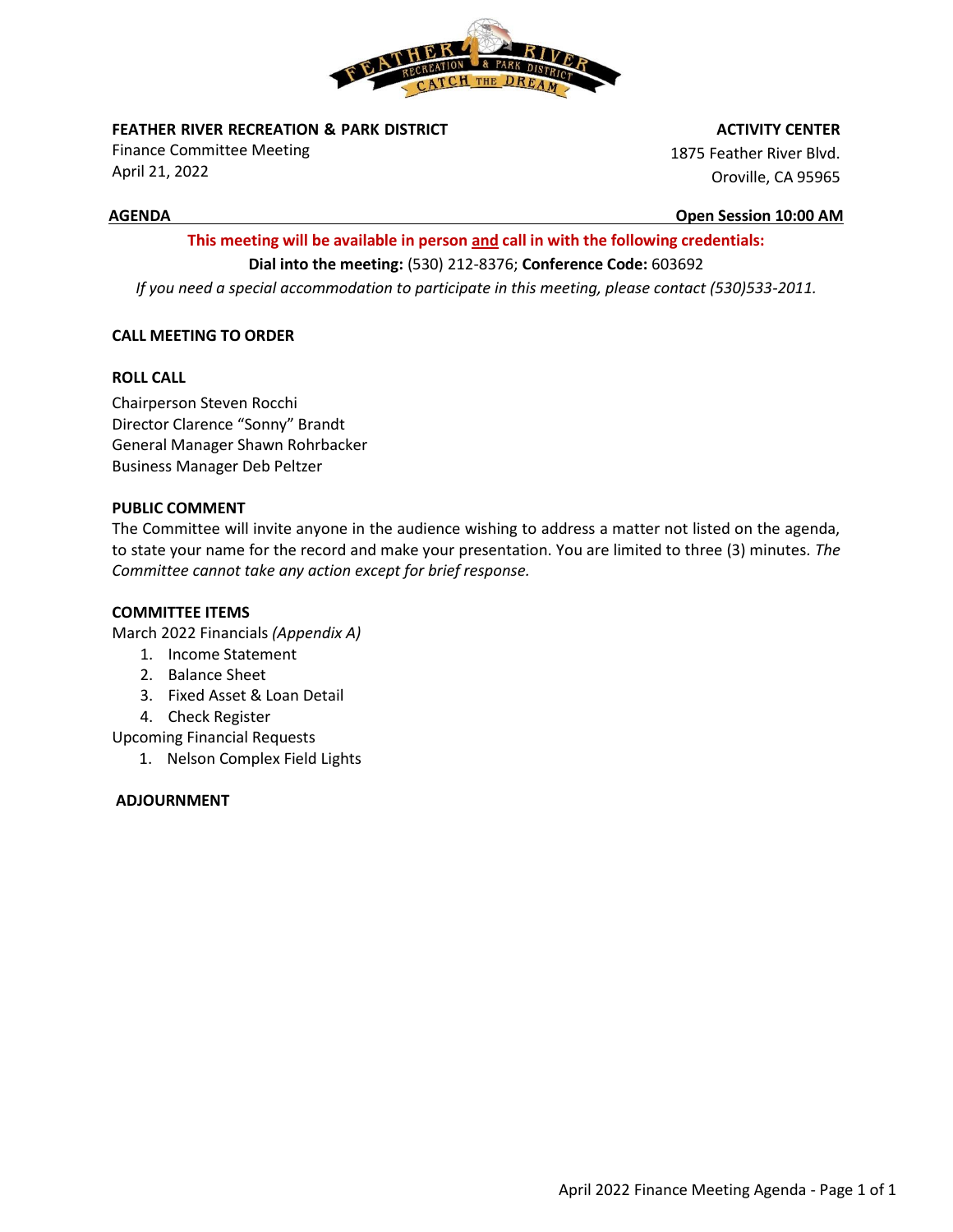**FEATHER RIVER RECREATION & PARK DISTRICT**
Finance Committee Meeting
April 21, 2022

**ACTIVITY CENTER**
1875 Feather River Blvd.
Oroville, CA 95965

**AGENDA** **Open Session 10:00 AM**

**This meeting will be available in person and call in with the following credentials:**

**Dial into the meeting:** (530) 212-8376; **Conference Code:** 603692

*If you need a special accommodation to participate in this meeting, please contact (530)533-2011.*

## CALL MEETING TO ORDER

## ROLL CALL

Chairperson Steven Rocchi
Director Clarence "Sonny" Brandt
General Manager Shawn Rohrbacker
Business Manager Deb Peltzer

## PUBLIC COMMENT

The Committee will invite anyone in the audience wishing to address a matter not listed on the agenda, to state your name for the record and make your presentation. You are limited to three (3) minutes. *The Committee cannot take any action except for brief response.*

## COMMITTEE ITEMS

March 2022 Financials *(Appendix A)*

1. Income Statement
2. Balance Sheet
3. Fixed Asset & Loan Detail
4. Check Register

Upcoming Financial Requests

1. Nelson Complex Field Lights

## ADJOURNMENT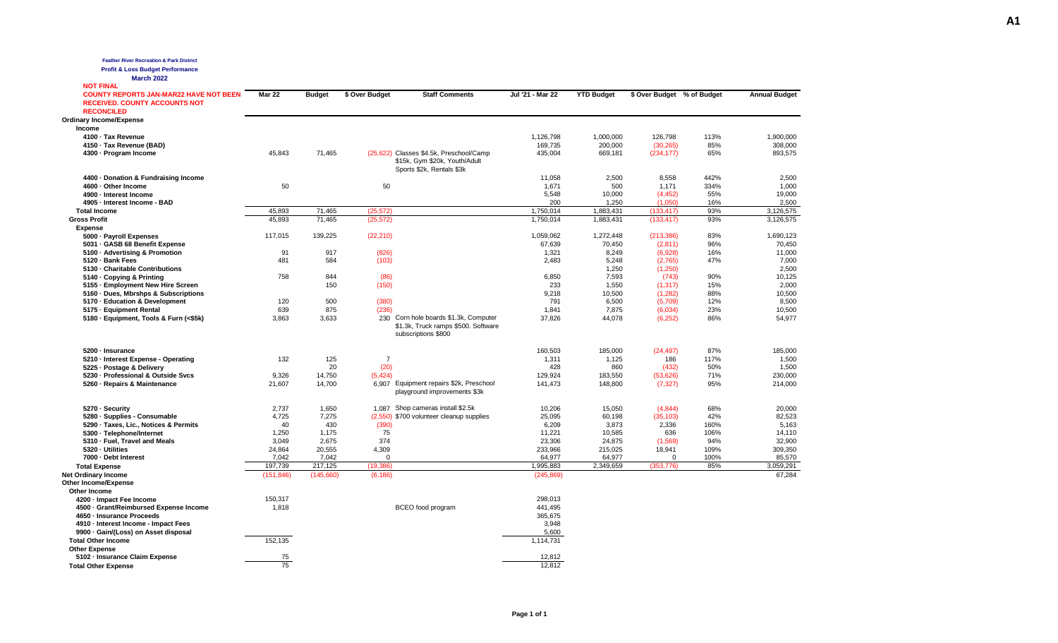A1

**Feather River Recreation & Park District**
**Profit & Loss Budget Performance**
**March 2022**

**NOT FINAL**
**COUNTY REPORTS JAN-MAR22 HAVE NOT BEEN RECEIVED. COUNTY ACCOUNTS NOT RECONCILED**

| | Mar 22 | Budget | $ Over Budget | Staff Comments | Jul '21 - Mar 22 | YTD Budget | $ Over Budget | % of Budget | Annual Budget |
|---|---|---|---|---|---|---|---|---|---|
| **Ordinary Income/Expense** | | | | | | | | | |
| **Income** | | | | | | | | | |
| 4100 · Tax Revenue | | | | | 1,126,798 | 1,000,000 | 126,798 | 113% | 1,900,000 |
| 4150 · Tax Revenue (BAD) | | | | | 169,735 | 200,000 | (30,265) | 85% | 308,000 |
| 4300 · Program Income | 45,843 | 71,465 | (25,622) | Classes $4.5k, Preschool/Camp $15k, Gym $20k, Youth/Adult Sports $2k, Rentals $3k | 435,004 | 669,181 | (234,177) | 65% | 893,575 |
| 4400 · Donation & Fundraising Income | | | | | 11,058 | 2,500 | 8,558 | 442% | 2,500 |
| 4600 · Other Income | 50 | | 50 | | 1,671 | 500 | 1,171 | 334% | 1,000 |
| 4900 · Interest Income | | | | | 5,548 | 10,000 | (4,452) | 55% | 19,000 |
| 4905 · Interest Income - BAD | | | | | 200 | 1,250 | (1,050) | 16% | 2,500 |
| **Total Income** | 45,893 | 71,465 | (25,572) | | 1,750,014 | 1,883,431 | (133,417) | 93% | 3,126,575 |
| **Gross Profit** | 45,893 | 71,465 | (25,572) | | 1,750,014 | 1,883,431 | (133,417) | 93% | 3,126,575 |
| **Expense** | | | | | | | | | |
| 5000 · Payroll Expenses | 117,015 | 139,225 | (22,210) | | 1,059,062 | 1,272,448 | (213,386) | 83% | 1,690,123 |
| 5031 · GASB 68 Benefit Expense | | | | | 67,639 | 70,450 | (2,811) | 96% | 70,450 |
| 5100 · Advertising & Promotion | 91 | 917 | (826) | | 1,321 | 8,249 | (6,928) | 16% | 11,000 |
| 5120 · Bank Fees | 481 | 584 | (103) | | 2,483 | 5,248 | (2,765) | 47% | 7,000 |
| 5130 · Charitable Contributions | | | | | 1,250 | 1,250 | (1,250) | | 2,500 |
| 5140 · Copying & Printing | 758 | 844 | (86) | | 6,850 | 7,593 | (743) | 90% | 10,125 |
| 5155 · Employment New Hire Screen | | 150 | (150) | | 233 | 1,550 | (1,317) | 15% | 2,000 |
| 5160 · Dues, Mbrshps & Subscriptions | | | | | 9,218 | 10,500 | (1,282) | 88% | 10,500 |
| 5170 · Education & Development | 120 | 500 | (380) | | 791 | 6,500 | (5,709) | 12% | 8,500 |
| 5175 · Equipment Rental | 639 | 875 | (236) | | 1,841 | 7,875 | (6,034) | 23% | 10,500 |
| 5180 · Equipment, Tools & Furn (<$5k) | 3,863 | 3,633 | 230 | Corn hole boards $1.3k, Computer $1.3k, Truck ramps $500. Software subscriptions $800 | 37,826 | 44,078 | (6,252) | 86% | 54,977 |
| 5200 · Insurance | | | | | 160,503 | 185,000 | (24,497) | 87% | 185,000 |
| 5210 · Interest Expense - Operating | 132 | 125 | 7 | | 1,311 | 1,125 | 186 | 117% | 1,500 |
| 5225 · Postage & Delivery | | 20 | (20) | | 428 | 860 | (432) | 50% | 1,500 |
| 5230 · Professional & Outside Svcs | 9,326 | 14,750 | (5,424) | | 129,924 | 183,550 | (53,626) | 71% | 230,000 |
| 5260 · Repairs & Maintenance | 21,607 | 14,700 | 6,907 | Equipment repairs $2k, Preschool playground improvements $3k | 141,473 | 148,800 | (7,327) | 95% | 214,000 |
| 5270 · Security | 2,737 | 1,650 | 1,087 | Shop cameras install $2.5k | 10,206 | 15,050 | (4,844) | 68% | 20,000 |
| 5280 · Supplies - Consumable | 4,725 | 7,275 | (2,550) | $700 volunteer cleanup supplies | 25,095 | 60,198 | (35,103) | 42% | 82,523 |
| 5290 · Taxes, Lic., Notices & Permits | 40 | 430 | (390) | | 6,209 | 3,873 | 2,336 | 160% | 5,163 |
| 5300 · Telephone/Internet | 1,250 | 1,175 | 75 | | 11,221 | 10,585 | 636 | 106% | 14,110 |
| 5310 · Fuel, Travel and Meals | 3,049 | 2,675 | 374 | | 23,306 | 24,875 | (1,569) | 94% | 32,900 |
| 5320 · Utilities | 24,864 | 20,555 | 4,309 | | 233,966 | 215,025 | 18,941 | 109% | 309,350 |
| 7000 · Debt Interest | 7,042 | 7,042 | 0 | | 64,977 | 64,977 | 0 | 100% | 85,570 |
| **Total Expense** | 197,739 | 217,125 | (19,386) | | 1,995,883 | 2,349,659 | (353,776) | 85% | 3,059,291 |
| **Net Ordinary Income** | (151,846) | (145,660) | (6,186) | | (245,869) | | | | 67,284 |
| **Other Income/Expense** | | | | | | | | | |
| **Other Income** | | | | | | | | | |
| 4200 · Impact Fee Income | 150,317 | | | | 298,013 | | | | |
| 4500 · Grant/Reimbursed Expense Income | 1,818 | | | BCEO food program | 441,495 | | | | |
| 4650 · Insurance Proceeds | | | | | 365,675 | | | | |
| 4910 · Interest Income - Impact Fees | | | | | 3,948 | | | | |
| 9900 · Gain/(Loss) on Asset disposal | | | | | 5,600 | | | | |
| **Total Other Income** | 152,135 | | | | 1,114,731 | | | | |
| **Other Expense** | | | | | | | | | |
| 5102 · Insurance Claim Expense | 75 | | | | 12,812 | | | | |
| **Total Other Expense** | 75 | | | | 12,812 | | | | |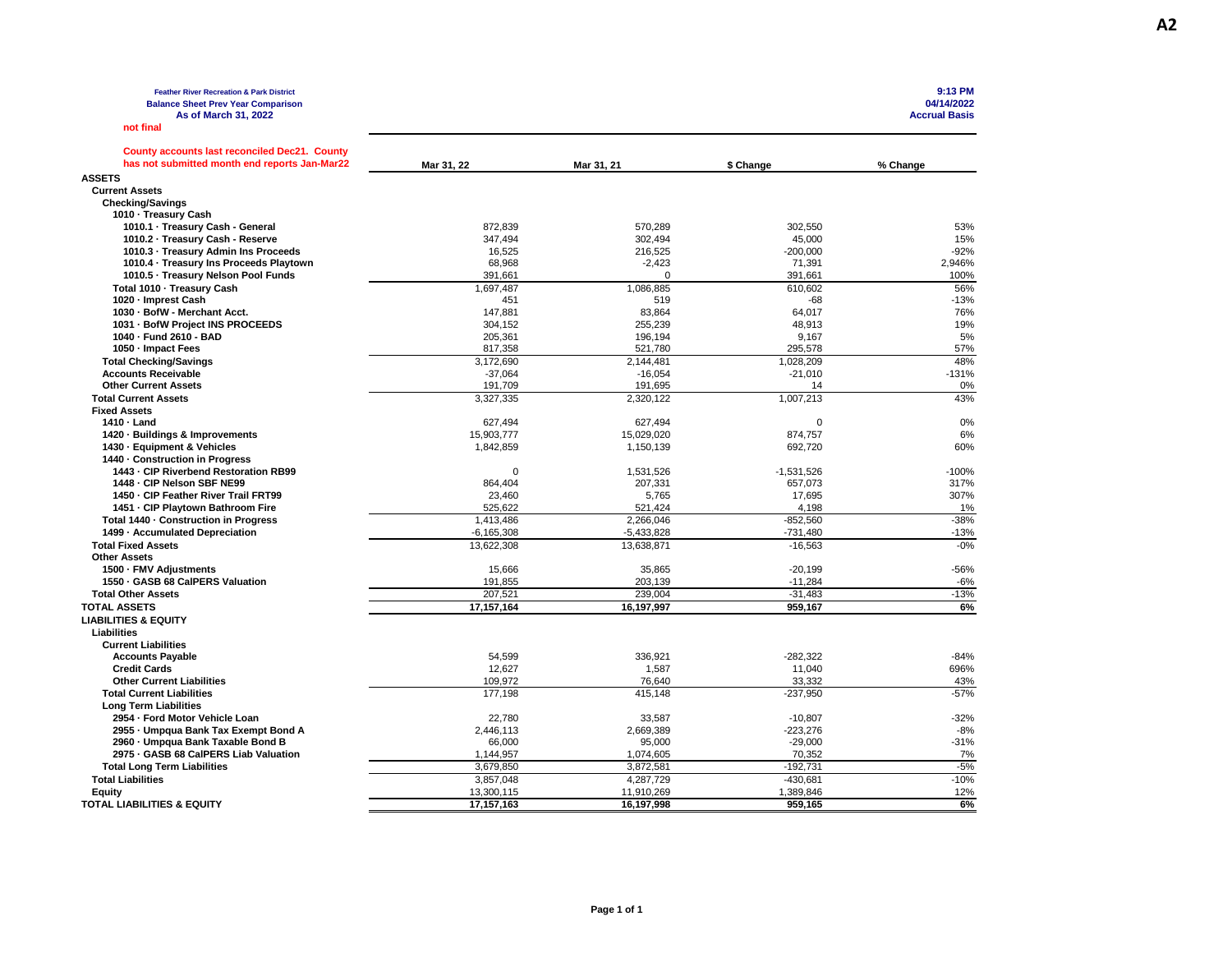A2

**Feather River Recreation & Park District**
**Balance Sheet Prev Year Comparison**
**As of March 31, 2022**
**not final**

**9:13 PM**
**04/14/2022**
**Accrual Basis**

**County accounts last reconciled Dec21. County has not submitted month end reports Jan-Mar22**

| | Mar 31, 22 | Mar 31, 21 | $ Change | % Change |
|---|---|---|---|---|
| **ASSETS** | | | | |
| **Current Assets** | | | | |
| **Checking/Savings** | | | | |
| **1010 · Treasury Cash** | | | | |
| **1010.1 · Treasury Cash - General** | 872,839 | 570,289 | 302,550 | 53% |
| **1010.2 · Treasury Cash - Reserve** | 347,494 | 302,494 | 45,000 | 15% |
| **1010.3 · Treasury Admin Ins Proceeds** | 16,525 | 216,525 | -200,000 | -92% |
| **1010.4 · Treasury Ins Proceeds Playtown** | 68,968 | -2,423 | 71,391 | 2,946% |
| **1010.5 · Treasury Nelson Pool Funds** | 391,661 | 0 | 391,661 | 100% |
| **Total 1010 · Treasury Cash** | 1,697,487 | 1,086,885 | 610,602 | 56% |
| **1020 · Imprest Cash** | 451 | 519 | -68 | -13% |
| **1030 · BofW - Merchant Acct.** | 147,881 | 83,864 | 64,017 | 76% |
| **1031 · BofW Project INS PROCEEDS** | 304,152 | 255,239 | 48,913 | 19% |
| **1040 · Fund 2610 - BAD** | 205,361 | 196,194 | 9,167 | 5% |
| **1050 · Impact Fees** | 817,358 | 521,780 | 295,578 | 57% |
| **Total Checking/Savings** | 3,172,690 | 2,144,481 | 1,028,209 | 48% |
| **Accounts Receivable** | -37,064 | -16,054 | -21,010 | -131% |
| **Other Current Assets** | 191,709 | 191,695 | 14 | 0% |
| **Total Current Assets** | 3,327,335 | 2,320,122 | 1,007,213 | 43% |
| **Fixed Assets** | | | | |
| **1410 · Land** | 627,494 | 627,494 | 0 | 0% |
| **1420 · Buildings & Improvements** | 15,903,777 | 15,029,020 | 874,757 | 6% |
| **1430 · Equipment & Vehicles** | 1,842,859 | 1,150,139 | 692,720 | 60% |
| **1440 · Construction in Progress** | | | | |
| **1443 · CIP Riverbend Restoration RB99** | 0 | 1,531,526 | -1,531,526 | -100% |
| **1448 · CIP Nelson SBF NE99** | 864,404 | 207,331 | 657,073 | 317% |
| **1450 · CIP Feather River Trail FRT99** | 23,460 | 5,765 | 17,695 | 307% |
| **1451 · CIP Playtown Bathroom Fire** | 525,622 | 521,424 | 4,198 | 1% |
| **Total 1440 · Construction in Progress** | 1,413,486 | 2,266,046 | -852,560 | -38% |
| **1499 · Accumulated Depreciation** | -6,165,308 | -5,433,828 | -731,480 | -13% |
| **Total Fixed Assets** | 13,622,308 | 13,638,871 | -16,563 | -0% |
| **Other Assets** | | | | |
| **1500 · FMV Adjustments** | 15,666 | 35,865 | -20,199 | -56% |
| **1550 · GASB 68 CalPERS Valuation** | 191,855 | 203,139 | -11,284 | -6% |
| **Total Other Assets** | 207,521 | 239,004 | -31,483 | -13% |
| **TOTAL ASSETS** | **17,157,164** | **16,197,997** | **959,167** | **6%** |
| **LIABILITIES & EQUITY** | | | | |
| **Liabilities** | | | | |
| **Current Liabilities** | | | | |
| **Accounts Payable** | 54,599 | 336,921 | -282,322 | -84% |
| **Credit Cards** | 12,627 | 1,587 | 11,040 | 696% |
| **Other Current Liabilities** | 109,972 | 76,640 | 33,332 | 43% |
| **Total Current Liabilities** | 177,198 | 415,148 | -237,950 | -57% |
| **Long Term Liabilities** | | | | |
| **2954 · Ford Motor Vehicle Loan** | 22,780 | 33,587 | -10,807 | -32% |
| **2955 · Umpqua Bank Tax Exempt Bond A** | 2,446,113 | 2,669,389 | -223,276 | -8% |
| **2960 · Umpqua Bank Taxable Bond B** | 66,000 | 95,000 | -29,000 | -31% |
| **2975 · GASB 68 CalPERS Liab Valuation** | 1,144,957 | 1,074,605 | 70,352 | 7% |
| **Total Long Term Liabilities** | 3,679,850 | 3,872,581 | -192,731 | -5% |
| **Total Liabilities** | 3,857,048 | 4,287,729 | -430,681 | -10% |
| **Equity** | 13,300,115 | 11,910,269 | 1,389,846 | 12% |
| **TOTAL LIABILITIES & EQUITY** | **17,157,163** | **16,197,998** | **959,165** | **6%** |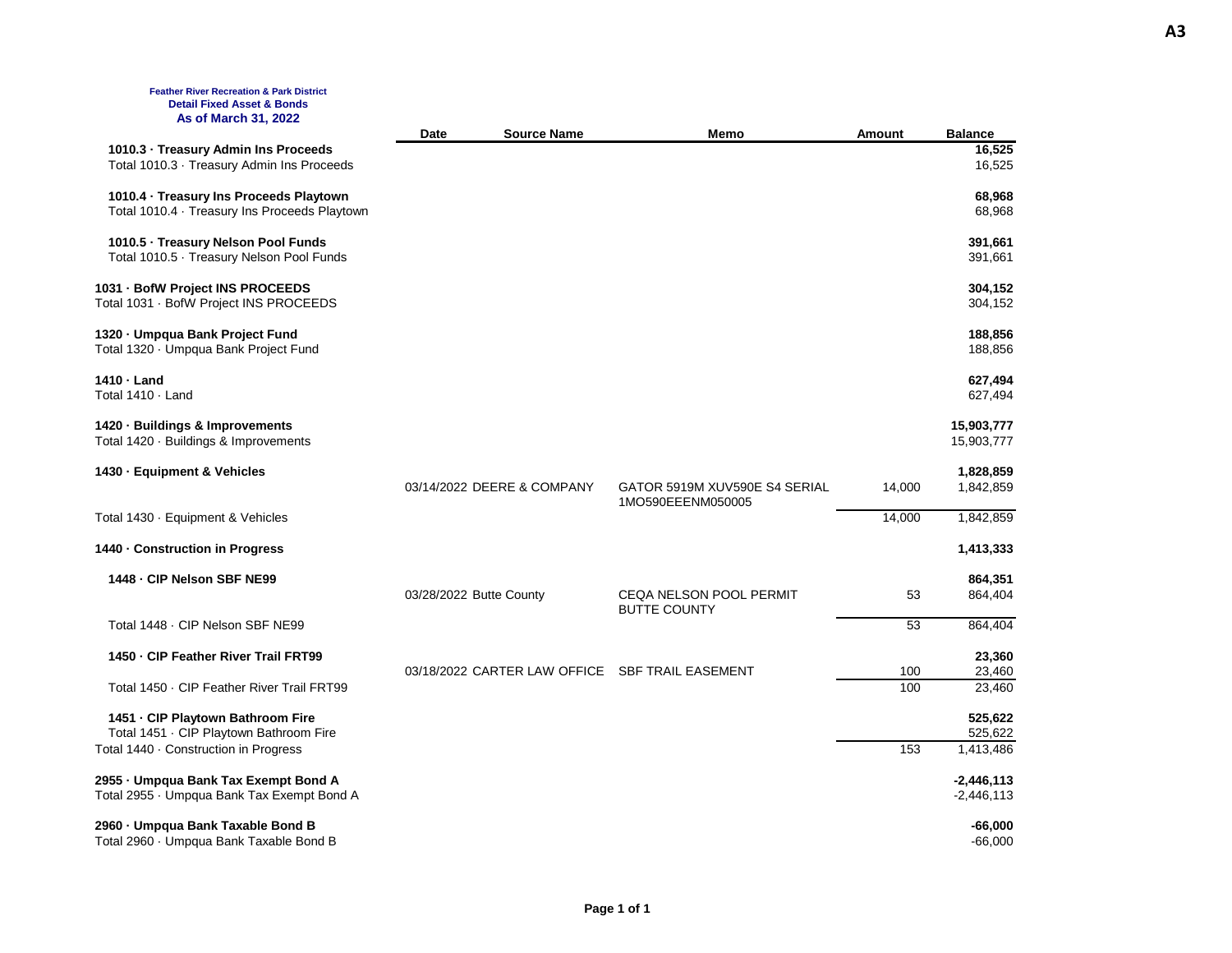A3

**Feather River Recreation & Park District**
**Detail Fixed Asset & Bonds**
**As of March 31, 2022**

| | Date | Source Name | Memo | Amount | Balance |
|---|---|---|---|---|---|
| **1010.3 · Treasury Admin Ins Proceeds** | | | | | **16,525** |
| Total 1010.3 · Treasury Admin Ins Proceeds | | | | | 16,525 |
| **1010.4 · Treasury Ins Proceeds Playtown** | | | | | **68,968** |
| Total 1010.4 · Treasury Ins Proceeds Playtown | | | | | 68,968 |
| **1010.5 · Treasury Nelson Pool Funds** | | | | | **391,661** |
| Total 1010.5 · Treasury Nelson Pool Funds | | | | | 391,661 |
| **1031 · BofW Project INS PROCEEDS** | | | | | **304,152** |
| Total 1031 · BofW Project INS PROCEEDS | | | | | 304,152 |
| **1320 · Umpqua Bank Project Fund** | | | | | **188,856** |
| Total 1320 · Umpqua Bank Project Fund | | | | | 188,856 |
| **1410 · Land** | | | | | **627,494** |
| Total 1410 · Land | | | | | 627,494 |
| **1420 · Buildings & Improvements** | | | | | **15,903,777** |
| Total 1420 · Buildings & Improvements | | | | | 15,903,777 |
| **1430 · Equipment & Vehicles** | | | | | **1,828,859** |
| | 03/14/2022 | DEERE & COMPANY | GATOR 5919M XUV590E S4 SERIAL 1MO590EEENM050005 | 14,000 | 1,842,859 |
| Total 1430 · Equipment & Vehicles | | | | 14,000 | 1,842,859 |
| **1440 · Construction in Progress** | | | | | **1,413,333** |
| **1448 · CIP Nelson SBF NE99** | | | | | **864,351** |
| | 03/28/2022 | Butte County | CEQA NELSON POOL PERMIT BUTTE COUNTY | 53 | 864,404 |
| Total 1448 · CIP Nelson SBF NE99 | | | | 53 | 864,404 |
| **1450 · CIP Feather River Trail FRT99** | | | | | **23,360** |
| | 03/18/2022 | CARTER LAW OFFICE | SBF TRAIL EASEMENT | 100 | 23,460 |
| Total 1450 · CIP Feather River Trail FRT99 | | | | 100 | 23,460 |
| **1451 · CIP Playtown Bathroom Fire** | | | | | **525,622** |
| Total 1451 · CIP Playtown Bathroom Fire | | | | | 525,622 |
| Total 1440 · Construction in Progress | | | | 153 | 1,413,486 |
| **2955 · Umpqua Bank Tax Exempt Bond A** | | | | | **-2,446,113** |
| Total 2955 · Umpqua Bank Tax Exempt Bond A | | | | | -2,446,113 |
| **2960 · Umpqua Bank Taxable Bond B** | | | | | **-66,000** |
| Total 2960 · Umpqua Bank Taxable Bond B | | | | | -66,000 |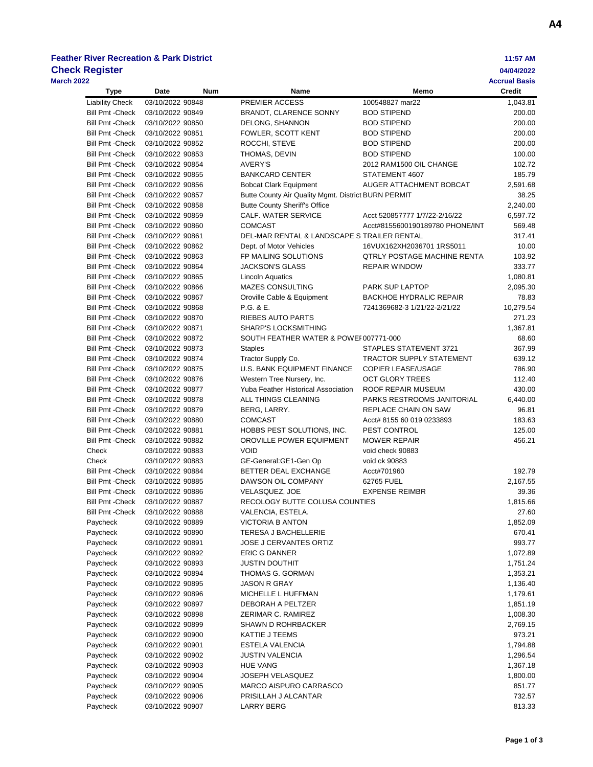A4

**Feather River Recreation & Park District**
**Check Register**
**March 2022**

11:57 AM
04/04/2022
Accrual Basis

| Type | Date | Num | Name | Memo | Credit |
|---|---|---|---|---|---|
| Liability Check | 03/10/2022 | 90848 | PREMIER ACCESS | 100548827 mar22 | 1,043.81 |
| Bill Pmt -Check | 03/10/2022 | 90849 | BRANDT, CLARENCE SONNY | BOD STIPEND | 200.00 |
| Bill Pmt -Check | 03/10/2022 | 90850 | DELONG, SHANNON | BOD STIPEND | 200.00 |
| Bill Pmt -Check | 03/10/2022 | 90851 | FOWLER, SCOTT KENT | BOD STIPEND | 200.00 |
| Bill Pmt -Check | 03/10/2022 | 90852 | ROCCHI, STEVE | BOD STIPEND | 200.00 |
| Bill Pmt -Check | 03/10/2022 | 90853 | THOMAS, DEVIN | BOD STIPEND | 100.00 |
| Bill Pmt -Check | 03/10/2022 | 90854 | AVERY'S | 2012 RAM1500 OIL CHANGE | 102.72 |
| Bill Pmt -Check | 03/10/2022 | 90855 | BANKCARD CENTER | STATEMENT 4607 | 185.79 |
| Bill Pmt -Check | 03/10/2022 | 90856 | Bobcat Clark Equipment | AUGER ATTACHMENT BOBCAT | 2,591.68 |
| Bill Pmt -Check | 03/10/2022 | 90857 | Butte County Air Quality Mgmt. District | BURN PERMIT | 38.25 |
| Bill Pmt -Check | 03/10/2022 | 90858 | Butte County Sheriff's Office | | 2,240.00 |
| Bill Pmt -Check | 03/10/2022 | 90859 | CALF. WATER SERVICE | Acct 520857777 1/7/22-2/16/22 | 6,597.72 |
| Bill Pmt -Check | 03/10/2022 | 90860 | COMCAST | Acct#8155600190189780 PHONE/INT | 569.48 |
| Bill Pmt -Check | 03/10/2022 | 90861 | DEL-MAR RENTAL & LANDSCAPE S | TRAILER RENTAL | 317.41 |
| Bill Pmt -Check | 03/10/2022 | 90862 | Dept. of Motor Vehicles | 16VUX162XH2036701 1RS5011 | 10.00 |
| Bill Pmt -Check | 03/10/2022 | 90863 | FP MAILING SOLUTIONS | QTRLY POSTAGE MACHINE RENTA | 103.92 |
| Bill Pmt -Check | 03/10/2022 | 90864 | JACKSON'S GLASS | REPAIR WINDOW | 333.77 |
| Bill Pmt -Check | 03/10/2022 | 90865 | Lincoln Aquatics | | 1,080.81 |
| Bill Pmt -Check | 03/10/2022 | 90866 | MAZES CONSULTING | PARK SUP LAPTOP | 2,095.30 |
| Bill Pmt -Check | 03/10/2022 | 90867 | Oroville Cable & Equipment | BACKHOE HYDRALIC REPAIR | 78.83 |
| Bill Pmt -Check | 03/10/2022 | 90868 | P.G. & E. | 7241369682-3 1/21/22-2/21/22 | 10,279.54 |
| Bill Pmt -Check | 03/10/2022 | 90870 | RIEBES AUTO PARTS | | 271.23 |
| Bill Pmt -Check | 03/10/2022 | 90871 | SHARP'S LOCKSMITHING | | 1,367.81 |
| Bill Pmt -Check | 03/10/2022 | 90872 | SOUTH FEATHER WATER & POWEI | 007771-000 | 68.60 |
| Bill Pmt -Check | 03/10/2022 | 90873 | Staples | STAPLES STATEMENT 3721 | 367.99 |
| Bill Pmt -Check | 03/10/2022 | 90874 | Tractor Supply Co. | TRACTOR SUPPLY STATEMENT | 639.12 |
| Bill Pmt -Check | 03/10/2022 | 90875 | U.S. BANK EQUIPMENT FINANCE | COPIER LEASE/USAGE | 786.90 |
| Bill Pmt -Check | 03/10/2022 | 90876 | Western Tree Nursery, Inc. | OCT GLORY TREES | 112.40 |
| Bill Pmt -Check | 03/10/2022 | 90877 | Yuba Feather Historical Association | ROOF REPAIR MUSEUM | 430.00 |
| Bill Pmt -Check | 03/10/2022 | 90878 | ALL THINGS CLEANING | PARKS RESTROOMS JANITORIAL | 6,440.00 |
| Bill Pmt -Check | 03/10/2022 | 90879 | BERG, LARRY. | REPLACE CHAIN ON SAW | 96.81 |
| Bill Pmt -Check | 03/10/2022 | 90880 | COMCAST | Acct# 8155 60 019 0233893 | 183.63 |
| Bill Pmt -Check | 03/10/2022 | 90881 | HOBBS PEST SOLUTIONS, INC. | PEST CONTROL | 125.00 |
| Bill Pmt -Check | 03/10/2022 | 90882 | OROVILLE POWER EQUIPMENT | MOWER REPAIR | 456.21 |
| Check | 03/10/2022 | 90883 | VOID | void check 90883 | |
| Check | 03/10/2022 | 90883 | GE-General:GE1-Gen Op | void ck 90883 | |
| Bill Pmt -Check | 03/10/2022 | 90884 | BETTER DEAL EXCHANGE | Acct#701960 | 192.79 |
| Bill Pmt -Check | 03/10/2022 | 90885 | DAWSON OIL COMPANY | 62765 FUEL | 2,167.55 |
| Bill Pmt -Check | 03/10/2022 | 90886 | VELASQUEZ, JOE | EXPENSE REIMBR | 39.36 |
| Bill Pmt -Check | 03/10/2022 | 90887 | RECOLOGY BUTTE COLUSA COUNTIES | | 1,815.66 |
| Bill Pmt -Check | 03/10/2022 | 90888 | VALENCIA, ESTELA. | | 27.60 |
| Paycheck | 03/10/2022 | 90889 | VICTORIA B ANTON | | 1,852.09 |
| Paycheck | 03/10/2022 | 90890 | TERESA J BACHELLERIE | | 670.41 |
| Paycheck | 03/10/2022 | 90891 | JOSE J CERVANTES ORTIZ | | 993.77 |
| Paycheck | 03/10/2022 | 90892 | ERIC G DANNER | | 1,072.89 |
| Paycheck | 03/10/2022 | 90893 | JUSTIN DOUTHIT | | 1,751.24 |
| Paycheck | 03/10/2022 | 90894 | THOMAS G. GORMAN | | 1,353.21 |
| Paycheck | 03/10/2022 | 90895 | JASON R GRAY | | 1,136.40 |
| Paycheck | 03/10/2022 | 90896 | MICHELLE L HUFFMAN | | 1,179.61 |
| Paycheck | 03/10/2022 | 90897 | DEBORAH A PELTZER | | 1,851.19 |
| Paycheck | 03/10/2022 | 90898 | ZERIMAR C. RAMIREZ | | 1,008.30 |
| Paycheck | 03/10/2022 | 90899 | SHAWN D ROHRBACKER | | 2,769.15 |
| Paycheck | 03/10/2022 | 90900 | KATTIE J TEEMS | | 973.21 |
| Paycheck | 03/10/2022 | 90901 | ESTELA VALENCIA | | 1,794.88 |
| Paycheck | 03/10/2022 | 90902 | JUSTIN VALENCIA | | 1,296.54 |
| Paycheck | 03/10/2022 | 90903 | HUE VANG | | 1,367.18 |
| Paycheck | 03/10/2022 | 90904 | JOSEPH VELASQUEZ | | 1,800.00 |
| Paycheck | 03/10/2022 | 90905 | MARCO AISPURO CARRASCO | | 851.77 |
| Paycheck | 03/10/2022 | 90906 | PRISILLAH J ALCANTAR | | 732.57 |
| Paycheck | 03/10/2022 | 90907 | LARRY BERG | | 813.33 |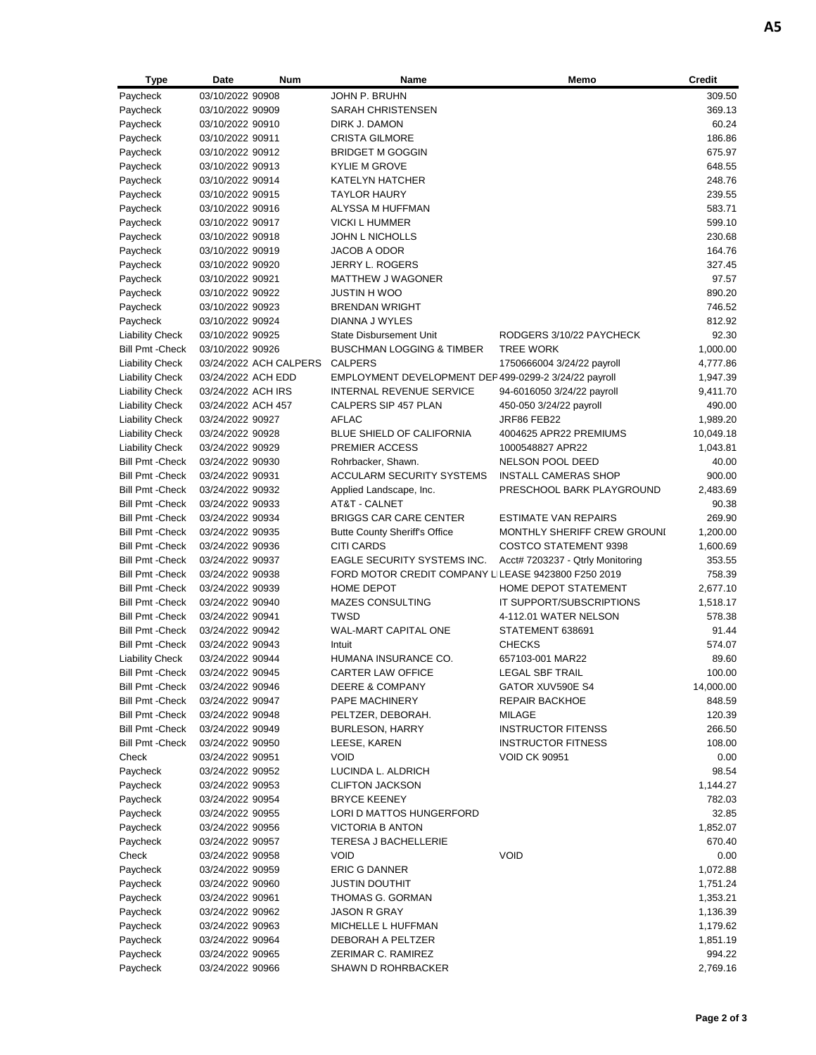A5

| Type | Date | Num | Name | Memo | Credit |
|---|---|---|---|---|---|
| Paycheck | 03/10/2022 | 90908 | JOHN P. BRUHN | | 309.50 |
| Paycheck | 03/10/2022 | 90909 | SARAH CHRISTENSEN | | 369.13 |
| Paycheck | 03/10/2022 | 90910 | DIRK J. DAMON | | 60.24 |
| Paycheck | 03/10/2022 | 90911 | CRISTA GILMORE | | 186.86 |
| Paycheck | 03/10/2022 | 90912 | BRIDGET M GOGGIN | | 675.97 |
| Paycheck | 03/10/2022 | 90913 | KYLIE M GROVE | | 648.55 |
| Paycheck | 03/10/2022 | 90914 | KATELYN HATCHER | | 248.76 |
| Paycheck | 03/10/2022 | 90915 | TAYLOR HAURY | | 239.55 |
| Paycheck | 03/10/2022 | 90916 | ALYSSA M HUFFMAN | | 583.71 |
| Paycheck | 03/10/2022 | 90917 | VICKI L HUMMER | | 599.10 |
| Paycheck | 03/10/2022 | 90918 | JOHN L NICHOLLS | | 230.68 |
| Paycheck | 03/10/2022 | 90919 | JACOB A ODOR | | 164.76 |
| Paycheck | 03/10/2022 | 90920 | JERRY L. ROGERS | | 327.45 |
| Paycheck | 03/10/2022 | 90921 | MATTHEW J WAGONER | | 97.57 |
| Paycheck | 03/10/2022 | 90922 | JUSTIN H WOO | | 890.20 |
| Paycheck | 03/10/2022 | 90923 | BRENDAN WRIGHT | | 746.52 |
| Paycheck | 03/10/2022 | 90924 | DIANNA J WYLES | | 812.92 |
| Liability Check | 03/10/2022 | 90925 | State Disbursement Unit | RODGERS 3/10/22 PAYCHECK | 92.30 |
| Bill Pmt -Check | 03/10/2022 | 90926 | BUSCHMAN LOGGING & TIMBER | TREE WORK | 1,000.00 |
| Liability Check | 03/24/2022 | ACH CALPERS | CALPERS | 1750666004 3/24/22 payroll | 4,777.86 |
| Liability Check | 03/24/2022 | ACH EDD | EMPLOYMENT DEVELOPMENT DEF | 499-0299-2 3/24/22 payroll | 1,947.39 |
| Liability Check | 03/24/2022 | ACH IRS | INTERNAL REVENUE SERVICE | 94-6016050 3/24/22 payroll | 9,411.70 |
| Liability Check | 03/24/2022 | ACH 457 | CALPERS SIP 457 PLAN | 450-050 3/24/22 payroll | 490.00 |
| Liability Check | 03/24/2022 | 90927 | AFLAC | JRF86 FEB22 | 1,989.20 |
| Liability Check | 03/24/2022 | 90928 | BLUE SHIELD OF CALIFORNIA | 4004625 APR22 PREMIUMS | 10,049.18 |
| Liability Check | 03/24/2022 | 90929 | PREMIER ACCESS | 1000548827 APR22 | 1,043.81 |
| Bill Pmt -Check | 03/24/2022 | 90930 | Rohrbacker, Shawn. | NELSON POOL DEED | 40.00 |
| Bill Pmt -Check | 03/24/2022 | 90931 | ACCULARM SECURITY SYSTEMS | INSTALL CAMERAS SHOP | 900.00 |
| Bill Pmt -Check | 03/24/2022 | 90932 | Applied Landscape, Inc. | PRESCHOOL BARK PLAYGROUND | 2,483.69 |
| Bill Pmt -Check | 03/24/2022 | 90933 | AT&T - CALNET | | 90.38 |
| Bill Pmt -Check | 03/24/2022 | 90934 | BRIGGS CAR CARE CENTER | ESTIMATE VAN REPAIRS | 269.90 |
| Bill Pmt -Check | 03/24/2022 | 90935 | Butte County Sheriff's Office | MONTHLY SHERIFF CREW GROUNI | 1,200.00 |
| Bill Pmt -Check | 03/24/2022 | 90936 | CITI CARDS | COSTCO STATEMENT 9398 | 1,600.69 |
| Bill Pmt -Check | 03/24/2022 | 90937 | EAGLE SECURITY SYSTEMS INC. | Acct# 7203237 - Qtrly Monitoring | 353.55 |
| Bill Pmt -Check | 03/24/2022 | 90938 | FORD MOTOR CREDIT COMPANY LI | LEASE 9423800 F250 2019 | 758.39 |
| Bill Pmt -Check | 03/24/2022 | 90939 | HOME DEPOT | HOME DEPOT STATEMENT | 2,677.10 |
| Bill Pmt -Check | 03/24/2022 | 90940 | MAZES CONSULTING | IT SUPPORT/SUBSCRIPTIONS | 1,518.17 |
| Bill Pmt -Check | 03/24/2022 | 90941 | TWSD | 4-112.01 WATER NELSON | 578.38 |
| Bill Pmt -Check | 03/24/2022 | 90942 | WAL-MART CAPITAL ONE | STATEMENT 638691 | 91.44 |
| Bill Pmt -Check | 03/24/2022 | 90943 | Intuit | CHECKS | 574.07 |
| Liability Check | 03/24/2022 | 90944 | HUMANA INSURANCE CO. | 657103-001 MAR22 | 89.60 |
| Bill Pmt -Check | 03/24/2022 | 90945 | CARTER LAW OFFICE | LEGAL SBF TRAIL | 100.00 |
| Bill Pmt -Check | 03/24/2022 | 90946 | DEERE & COMPANY | GATOR XUV590E S4 | 14,000.00 |
| Bill Pmt -Check | 03/24/2022 | 90947 | PAPE MACHINERY | REPAIR BACKHOE | 848.59 |
| Bill Pmt -Check | 03/24/2022 | 90948 | PELTZER, DEBORAH. | MILAGE | 120.39 |
| Bill Pmt -Check | 03/24/2022 | 90949 | BURLESON, HARRY | INSTRUCTOR FITENSS | 266.50 |
| Bill Pmt -Check | 03/24/2022 | 90950 | LEESE, KAREN | INSTRUCTOR FITNESS | 108.00 |
| Check | 03/24/2022 | 90951 | VOID | VOID CK 90951 | 0.00 |
| Paycheck | 03/24/2022 | 90952 | LUCINDA L. ALDRICH | | 98.54 |
| Paycheck | 03/24/2022 | 90953 | CLIFTON JACKSON | | 1,144.27 |
| Paycheck | 03/24/2022 | 90954 | BRYCE KEENEY | | 782.03 |
| Paycheck | 03/24/2022 | 90955 | LORI D MATTOS HUNGERFORD | | 32.85 |
| Paycheck | 03/24/2022 | 90956 | VICTORIA B ANTON | | 1,852.07 |
| Paycheck | 03/24/2022 | 90957 | TERESA J BACHELLERIE | | 670.40 |
| Check | 03/24/2022 | 90958 | VOID | VOID | 0.00 |
| Paycheck | 03/24/2022 | 90959 | ERIC G DANNER | | 1,072.88 |
| Paycheck | 03/24/2022 | 90960 | JUSTIN DOUTHIT | | 1,751.24 |
| Paycheck | 03/24/2022 | 90961 | THOMAS G. GORMAN | | 1,353.21 |
| Paycheck | 03/24/2022 | 90962 | JASON R GRAY | | 1,136.39 |
| Paycheck | 03/24/2022 | 90963 | MICHELLE L HUFFMAN | | 1,179.62 |
| Paycheck | 03/24/2022 | 90964 | DEBORAH A PELTZER | | 1,851.19 |
| Paycheck | 03/24/2022 | 90965 | ZERIMAR C. RAMIREZ | | 994.22 |
| Paycheck | 03/24/2022 | 90966 | SHAWN D ROHRBACKER | | 2,769.16 |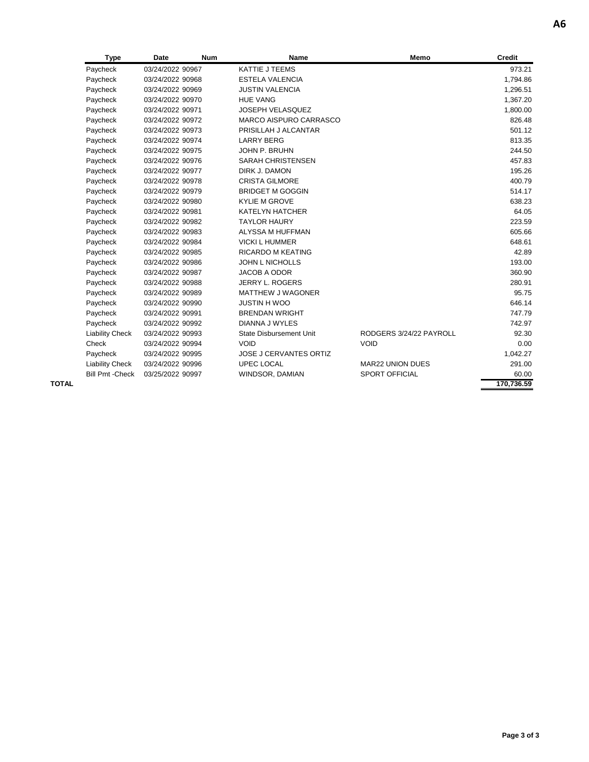A6

| | Type | Date | Num | Name | Memo | Credit |
|---|---|---|---|---|---|---|
| | Paycheck | 03/24/2022 | 90967 | KATTIE J TEEMS | | 973.21 |
| | Paycheck | 03/24/2022 | 90968 | ESTELA VALENCIA | | 1,794.86 |
| | Paycheck | 03/24/2022 | 90969 | JUSTIN VALENCIA | | 1,296.51 |
| | Paycheck | 03/24/2022 | 90970 | HUE VANG | | 1,367.20 |
| | Paycheck | 03/24/2022 | 90971 | JOSEPH VELASQUEZ | | 1,800.00 |
| | Paycheck | 03/24/2022 | 90972 | MARCO AISPURO CARRASCO | | 826.48 |
| | Paycheck | 03/24/2022 | 90973 | PRISILLAH J ALCANTAR | | 501.12 |
| | Paycheck | 03/24/2022 | 90974 | LARRY BERG | | 813.35 |
| | Paycheck | 03/24/2022 | 90975 | JOHN P. BRUHN | | 244.50 |
| | Paycheck | 03/24/2022 | 90976 | SARAH CHRISTENSEN | | 457.83 |
| | Paycheck | 03/24/2022 | 90977 | DIRK J. DAMON | | 195.26 |
| | Paycheck | 03/24/2022 | 90978 | CRISTA GILMORE | | 400.79 |
| | Paycheck | 03/24/2022 | 90979 | BRIDGET M GOGGIN | | 514.17 |
| | Paycheck | 03/24/2022 | 90980 | KYLIE M GROVE | | 638.23 |
| | Paycheck | 03/24/2022 | 90981 | KATELYN HATCHER | | 64.05 |
| | Paycheck | 03/24/2022 | 90982 | TAYLOR HAURY | | 223.59 |
| | Paycheck | 03/24/2022 | 90983 | ALYSSA M HUFFMAN | | 605.66 |
| | Paycheck | 03/24/2022 | 90984 | VICKI L HUMMER | | 648.61 |
| | Paycheck | 03/24/2022 | 90985 | RICARDO M KEATING | | 42.89 |
| | Paycheck | 03/24/2022 | 90986 | JOHN L NICHOLLS | | 193.00 |
| | Paycheck | 03/24/2022 | 90987 | JACOB A ODOR | | 360.90 |
| | Paycheck | 03/24/2022 | 90988 | JERRY L. ROGERS | | 280.91 |
| | Paycheck | 03/24/2022 | 90989 | MATTHEW J WAGONER | | 95.75 |
| | Paycheck | 03/24/2022 | 90990 | JUSTIN H WOO | | 646.14 |
| | Paycheck | 03/24/2022 | 90991 | BRENDAN WRIGHT | | 747.79 |
| | Paycheck | 03/24/2022 | 90992 | DIANNA J WYLES | | 742.97 |
| | Liability Check | 03/24/2022 | 90993 | State Disbursement Unit | RODGERS 3/24/22 PAYROLL | 92.30 |
| | Check | 03/24/2022 | 90994 | VOID | VOID | 0.00 |
| | Paycheck | 03/24/2022 | 90995 | JOSE J CERVANTES ORTIZ | | 1,042.27 |
| | Liability Check | 03/24/2022 | 90996 | UPEC LOCAL | MAR22 UNION DUES | 291.00 |
| | Bill Pmt -Check | 03/25/2022 | 90997 | WINDSOR, DAMIAN | SPORT OFFICIAL | 60.00 |
| **TOTAL** | | | | | | **170,736.59** |